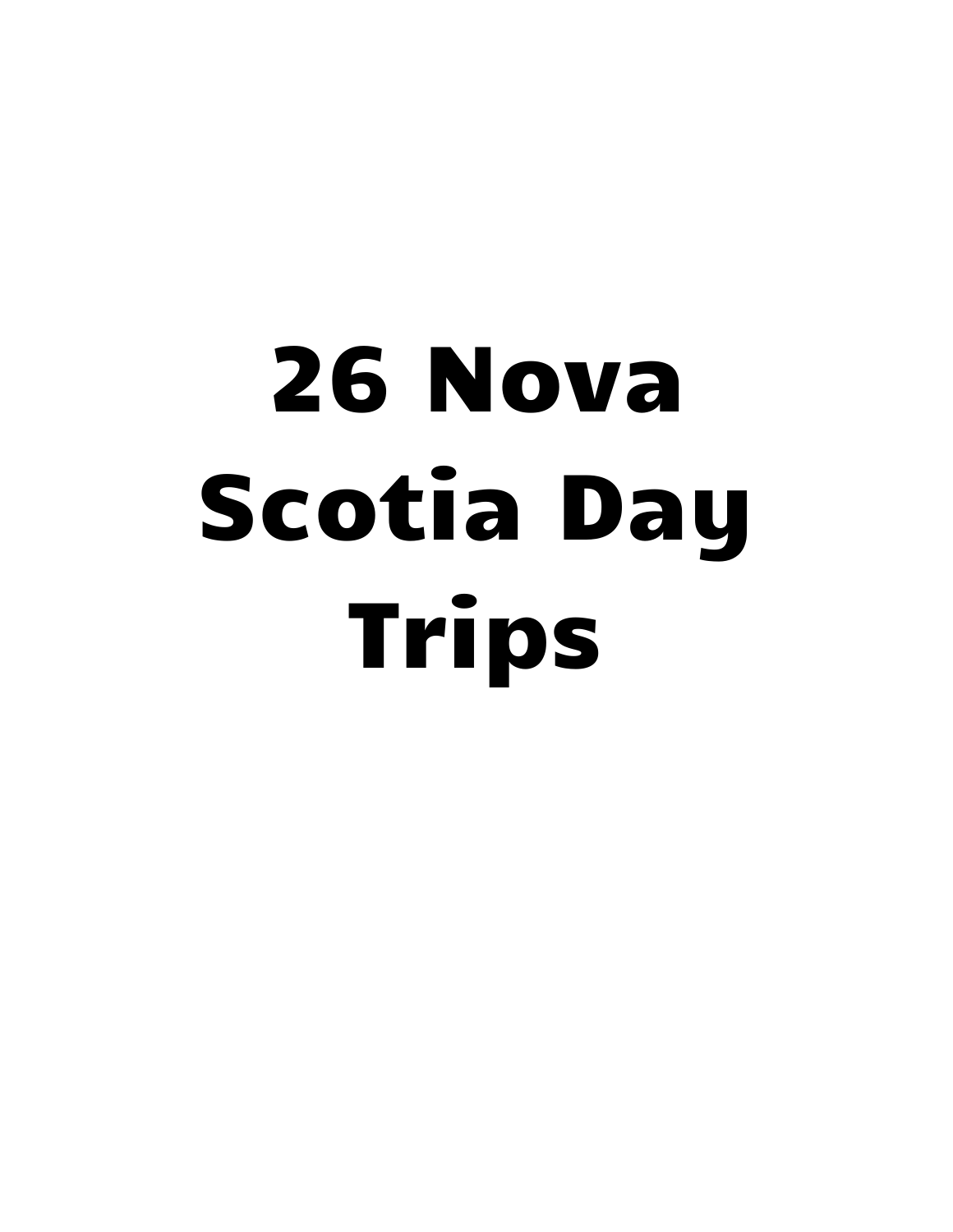# 26 Nova Scotia Day Trips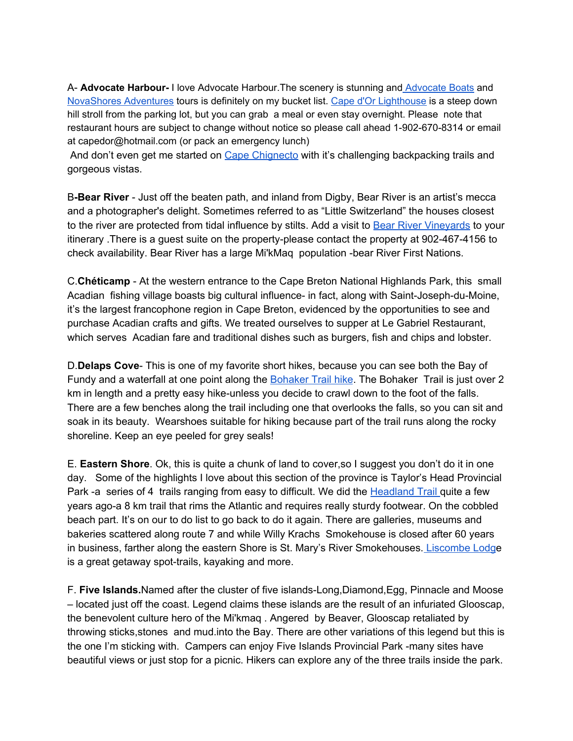A- **Advocate Harbour-** I love Advocate Harbour.The scenery is stunning and Advocate Boats and NovaShores Adventures tours is definitely on my bucket list. Cape d'Or Lighthouse is a steep down hill stroll from the parking lot, but you can grab a meal or even stay overnight. Please note that restaurant hours are subject to change without notice so please call ahead 1-902-670-8314 or email at capedor@hotmail.com (or pack an emergency lunch)
And don't even get me started on Cape Chignecto with it's challenging backpacking trails and gorgeous vistas.

B-**Bear River** - Just off the beaten path, and inland from Digby, Bear River is an artist's mecca and a photographer's delight. Sometimes referred to as "Little Switzerland" the houses closest to the river are protected from tidal influence by stilts. Add a visit to Bear River Vineyards to your itinerary .There is a guest suite on the property-please contact the property at 902-467-4156 to check availability. Bear River has a large Mi'kMaq population -bear River First Nations.

C.**Chéticamp** - At the western entrance to the Cape Breton National Highlands Park, this small Acadian fishing village boasts big cultural influence- in fact, along with Saint-Joseph-du-Moine, it's the largest francophone region in Cape Breton, evidenced by the opportunities to see and purchase Acadian crafts and gifts. We treated ourselves to supper at Le Gabriel Restaurant, which serves Acadian fare and traditional dishes such as burgers, fish and chips and lobster.

D.**Delaps Cove**- This is one of my favorite short hikes, because you can see both the Bay of Fundy and a waterfall at one point along the Bohaker Trail hike. The Bohaker Trail is just over 2 km in length and a pretty easy hike-unless you decide to crawl down to the foot of the falls. There are a few benches along the trail including one that overlooks the falls, so you can sit and soak in its beauty. Wearshoes suitable for hiking because part of the trail runs along the rocky shoreline. Keep an eye peeled for grey seals!

E. **Eastern Shore**. Ok, this is quite a chunk of land to cover,so I suggest you don't do it in one day. Some of the highlights I love about this section of the province is Taylor's Head Provincial Park -a series of 4 trails ranging from easy to difficult. We did the Headland Trail quite a few years ago-a 8 km trail that rims the Atlantic and requires really sturdy footwear. On the cobbled beach part. It's on our to do list to go back to do it again. There are galleries, museums and bakeries scattered along route 7 and while Willy Krachs Smokehouse is closed after 60 years in business, farther along the eastern Shore is St. Mary's River Smokehouses. Liscombe Lodge is a great getaway spot-trails, kayaking and more.

F. **Five Islands.**Named after the cluster of five islands-Long,Diamond,Egg, Pinnacle and Moose – located just off the coast. Legend claims these islands are the result of an infuriated Glooscap, the benevolent culture hero of the Mi'kmaq . Angered by Beaver, Glooscap retaliated by throwing sticks,stones and mud.into the Bay. There are other variations of this legend but this is the one I'm sticking with. Campers can enjoy Five Islands Provincial Park -many sites have beautiful views or just stop for a picnic. Hikers can explore any of the three trails inside the park.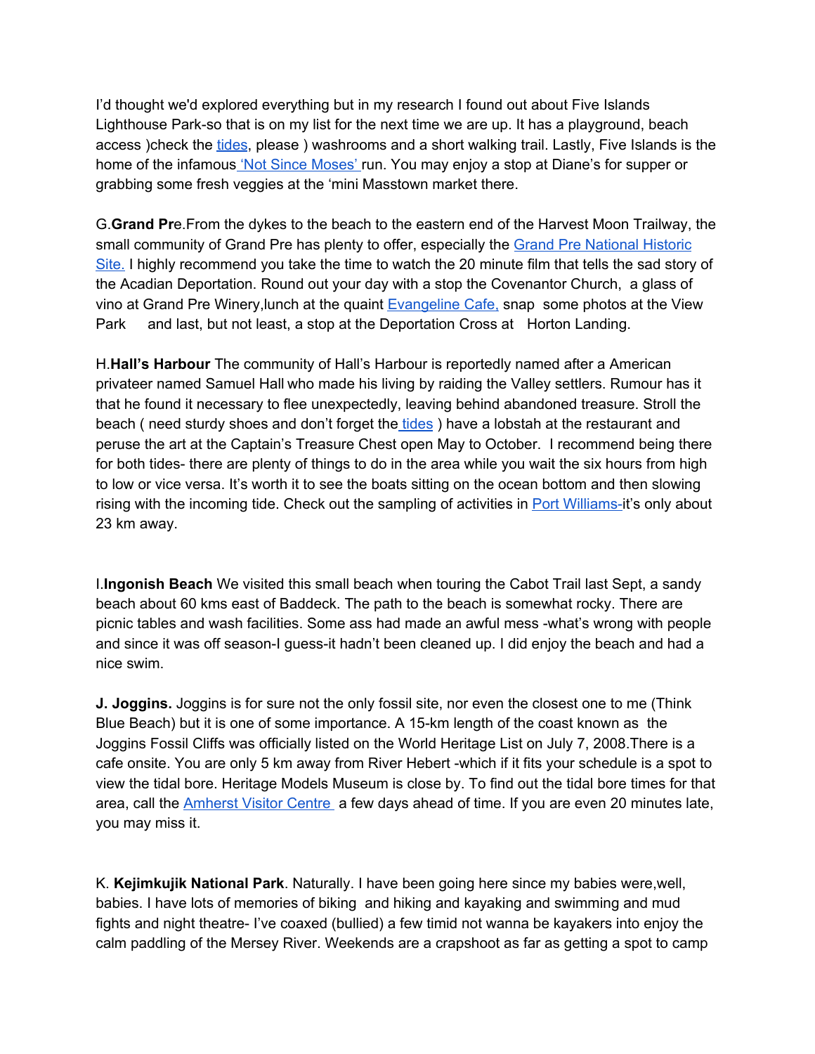I'd thought we'd explored everything but in my research I found out about Five Islands Lighthouse Park-so that is on my list for the next time we are up. It has a playground, beach access )check the tides, please ) washrooms and a short walking trail. Lastly, Five Islands is the home of the infamous 'Not Since Moses' run. You may enjoy a stop at Diane's for supper or grabbing some fresh veggies at the 'mini Masstown market there.

G.**Grand Pr**e.From the dykes to the beach to the eastern end of the Harvest Moon Trailway, the small community of Grand Pre has plenty to offer, especially the Grand Pre National Historic Site. I highly recommend you take the time to watch the 20 minute film that tells the sad story of the Acadian Deportation. Round out your day with a stop the Covenantor Church, a glass of vino at Grand Pre Winery,lunch at the quaint Evangeline Cafe, snap some photos at the View Park and last, but not least, a stop at the Deportation Cross at Horton Landing.

H.**Hall's Harbour** The community of Hall's Harbour is reportedly named after a American privateer named Samuel Hall who made his living by raiding the Valley settlers. Rumour has it that he found it necessary to flee unexpectedly, leaving behind abandoned treasure. Stroll the beach ( need sturdy shoes and don't forget the tides ) have a lobstah at the restaurant and peruse the art at the Captain's Treasure Chest open May to October. I recommend being there for both tides- there are plenty of things to do in the area while you wait the six hours from high to low or vice versa. It's worth it to see the boats sitting on the ocean bottom and then slowing rising with the incoming tide. Check out the sampling of activities in Port Williams-it's only about 23 km away.

I.**Ingonish Beach** We visited this small beach when touring the Cabot Trail last Sept, a sandy beach about 60 kms east of Baddeck. The path to the beach is somewhat rocky. There are picnic tables and wash facilities. Some ass had made an awful mess -what's wrong with people and since it was off season-I guess-it hadn't been cleaned up. I did enjoy the beach and had a nice swim.

**J. Joggins.** Joggins is for sure not the only fossil site, nor even the closest one to me (Think Blue Beach) but it is one of some importance. A 15-km length of the coast known as the Joggins Fossil Cliffs was officially listed on the World Heritage List on July 7, 2008.There is a cafe onsite. You are only 5 km away from River Hebert -which if it fits your schedule is a spot to view the tidal bore. Heritage Models Museum is close by. To find out the tidal bore times for that area, call the Amherst Visitor Centre a few days ahead of time. If you are even 20 minutes late, you may miss it.

K. **Kejimkujik National Park**. Naturally. I have been going here since my babies were,well, babies. I have lots of memories of biking and hiking and kayaking and swimming and mud fights and night theatre- I've coaxed (bullied) a few timid not wanna be kayakers into enjoy the calm paddling of the Mersey River. Weekends are a crapshoot as far as getting a spot to camp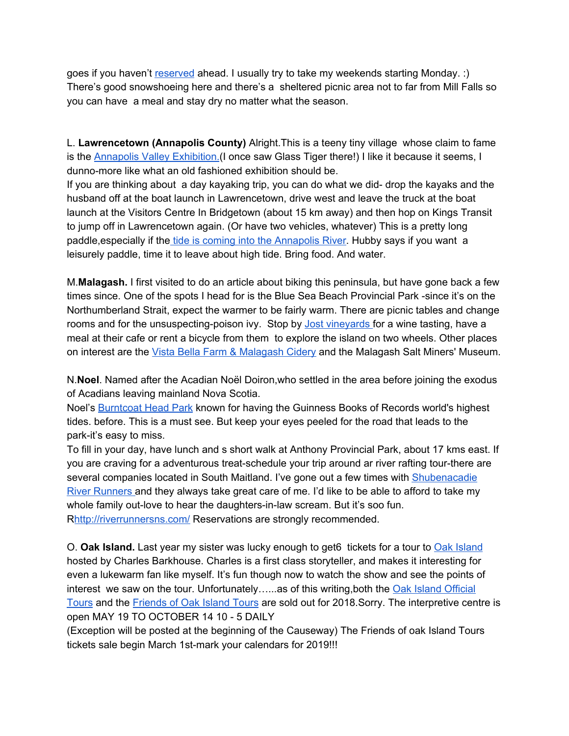goes if you haven't reserved ahead. I usually try to take my weekends starting Monday. :) There's good snowshoeing here and there's a sheltered picnic area not to far from Mill Falls so you can have a meal and stay dry no matter what the season.

L. **Lawrencetown (Annapolis County)** Alright.This is a teeny tiny village whose claim to fame is the Annapolis Valley Exhibition.(I once saw Glass Tiger there!) I like it because it seems, I dunno-more like what an old fashioned exhibition should be.
If you are thinking about a day kayaking trip, you can do what we did- drop the kayaks and the husband off at the boat launch in Lawrencetown, drive west and leave the truck at the boat launch at the Visitors Centre In Bridgetown (about 15 km away) and then hop on Kings Transit to jump off in Lawrencetown again. (Or have two vehicles, whatever) This is a pretty long paddle,especially if the tide is coming into the Annapolis River. Hubby says if you want a leisurely paddle, time it to leave about high tide. Bring food. And water.

M.**Malagash.** I first visited to do an article about biking this peninsula, but have gone back a few times since. One of the spots I head for is the Blue Sea Beach Provincial Park -since it's on the Northumberland Strait, expect the warmer to be fairly warm. There are picnic tables and change rooms and for the unsuspecting-poison ivy. Stop by Jost vineyards for a wine tasting, have a meal at their cafe or rent a bicycle from them to explore the island on two wheels. Other places on interest are the Vista Bella Farm & Malagash Cidery and the Malagash Salt Miners' Museum.

N.**Noel**. Named after the Acadian Noël Doiron,who settled in the area before joining the exodus of Acadians leaving mainland Nova Scotia.
Noel's Burntcoat Head Park known for having the Guinness Books of Records world's highest tides. before. This is a must see. But keep your eyes peeled for the road that leads to the park-it's easy to miss.
To fill in your day, have lunch and s short walk at Anthony Provincial Park, about 17 kms east. If you are craving for a adventurous treat-schedule your trip around ar river rafting tour-there are several companies located in South Maitland. I've gone out a few times with Shubenacadie River Runners and they always take great care of me. I'd like to be able to afford to take my whole family out-love to hear the daughters-in-law scream. But it's soo fun. Rhttp://riverrunnersns.com/ Reservations are strongly recommended.

O. **Oak Island.** Last year my sister was lucky enough to get6 tickets for a tour to Oak Island hosted by Charles Barkhouse. Charles is a first class storyteller, and makes it interesting for even a lukewarm fan like myself. It's fun though now to watch the show and see the points of interest we saw on the tour. Unfortunately…...as of this writing,both the Oak Island Official Tours and the Friends of Oak Island Tours are sold out for 2018.Sorry. The interpretive centre is open MAY 19 TO OCTOBER 14 10 - 5 DAILY
(Exception will be posted at the beginning of the Causeway) The Friends of oak Island Tours tickets sale begin March 1st-mark your calendars for 2019!!!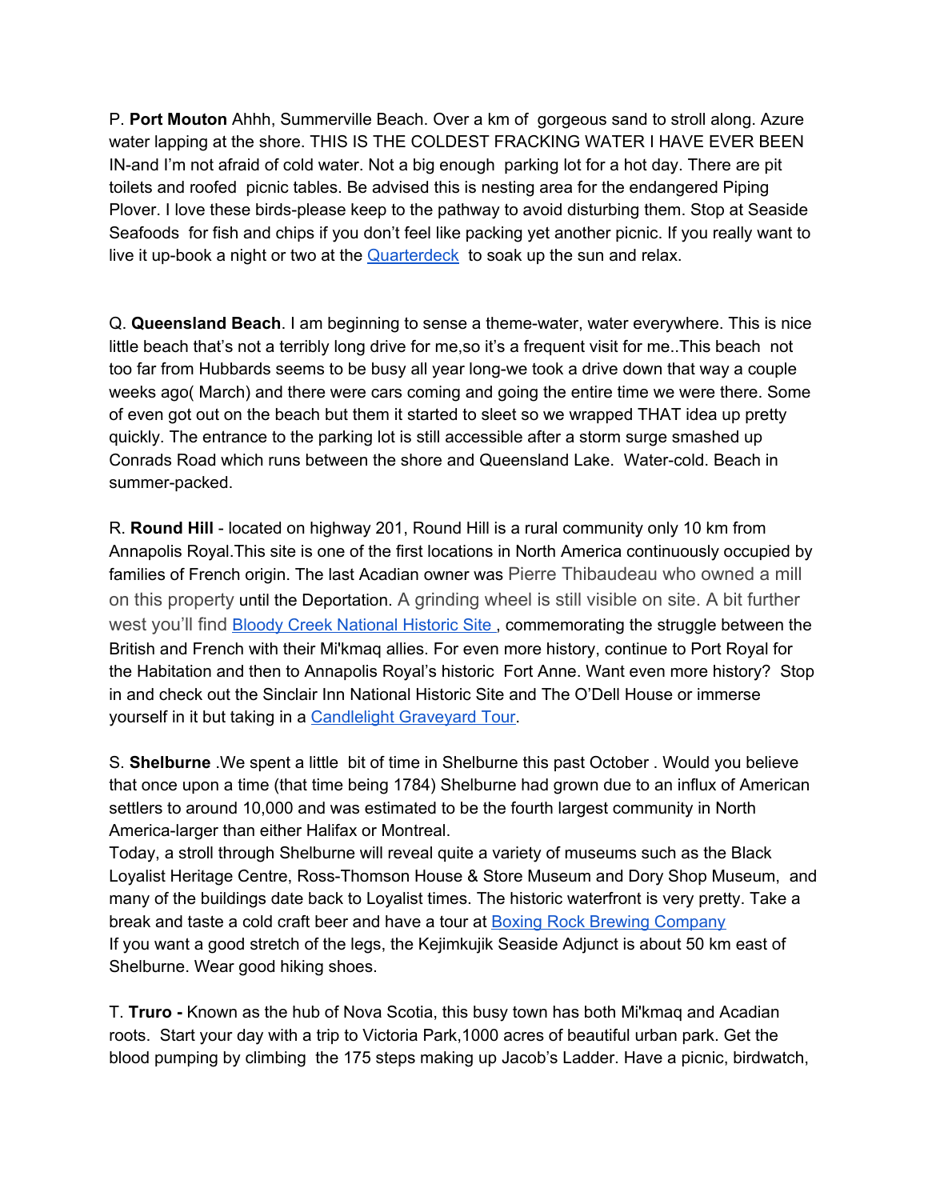P. **Port Mouton** Ahhh, Summerville Beach. Over a km of gorgeous sand to stroll along. Azure water lapping at the shore. THIS IS THE COLDEST FRACKING WATER I HAVE EVER BEEN IN-and I'm not afraid of cold water. Not a big enough parking lot for a hot day. There are pit toilets and roofed picnic tables. Be advised this is nesting area for the endangered Piping Plover. I love these birds-please keep to the pathway to avoid disturbing them. Stop at Seaside Seafoods for fish and chips if you don't feel like packing yet another picnic. If you really want to live it up-book a night or two at the [Quarterdeck] to soak up the sun and relax.

Q. **Queensland Beach**. I am beginning to sense a theme-water, water everywhere. This is nice little beach that's not a terribly long drive for me,so it's a frequent visit for me..This beach not too far from Hubbards seems to be busy all year long-we took a drive down that way a couple weeks ago( March) and there were cars coming and going the entire time we were there. Some of even got out on the beach but them it started to sleet so we wrapped THAT idea up pretty quickly. The entrance to the parking lot is still accessible after a storm surge smashed up Conrads Road which runs between the shore and Queensland Lake. Water-cold. Beach in summer-packed.

R. **Round Hill** - located on highway 201, Round Hill is a rural community only 10 km from Annapolis Royal.This site is one of the first locations in North America continuously occupied by families of French origin. The last Acadian owner was Pierre Thibaudeau who owned a mill on this property until the Deportation. A grinding wheel is still visible on site. A bit further west you'll find [Bloody Creek National Historic Site], commemorating the struggle between the British and French with their Mi'kmaq allies. For even more history, continue to Port Royal for the Habitation and then to Annapolis Royal's historic Fort Anne. Want even more history? Stop in and check out the Sinclair Inn National Historic Site and The O'Dell House or immerse yourself in it but taking in a [Candlelight Graveyard Tour].

S. **Shelburne** .We spent a little bit of time in Shelburne this past October . Would you believe that once upon a time (that time being 1784) Shelburne had grown due to an influx of American settlers to around 10,000 and was estimated to be the fourth largest community in North America-larger than either Halifax or Montreal.
Today, a stroll through Shelburne will reveal quite a variety of museums such as the Black Loyalist Heritage Centre, Ross-Thomson House & Store Museum and Dory Shop Museum, and many of the buildings date back to Loyalist times. The historic waterfront is very pretty. Take a break and taste a cold craft beer and have a tour at [Boxing Rock Brewing Company]
If you want a good stretch of the legs, the Kejimkujik Seaside Adjunct is about 50 km east of Shelburne. Wear good hiking shoes.

T. **Truro -** Known as the hub of Nova Scotia, this busy town has both Mi'kmaq and Acadian roots. Start your day with a trip to Victoria Park,1000 acres of beautiful urban park. Get the blood pumping by climbing the 175 steps making up Jacob's Ladder. Have a picnic, birdwatch,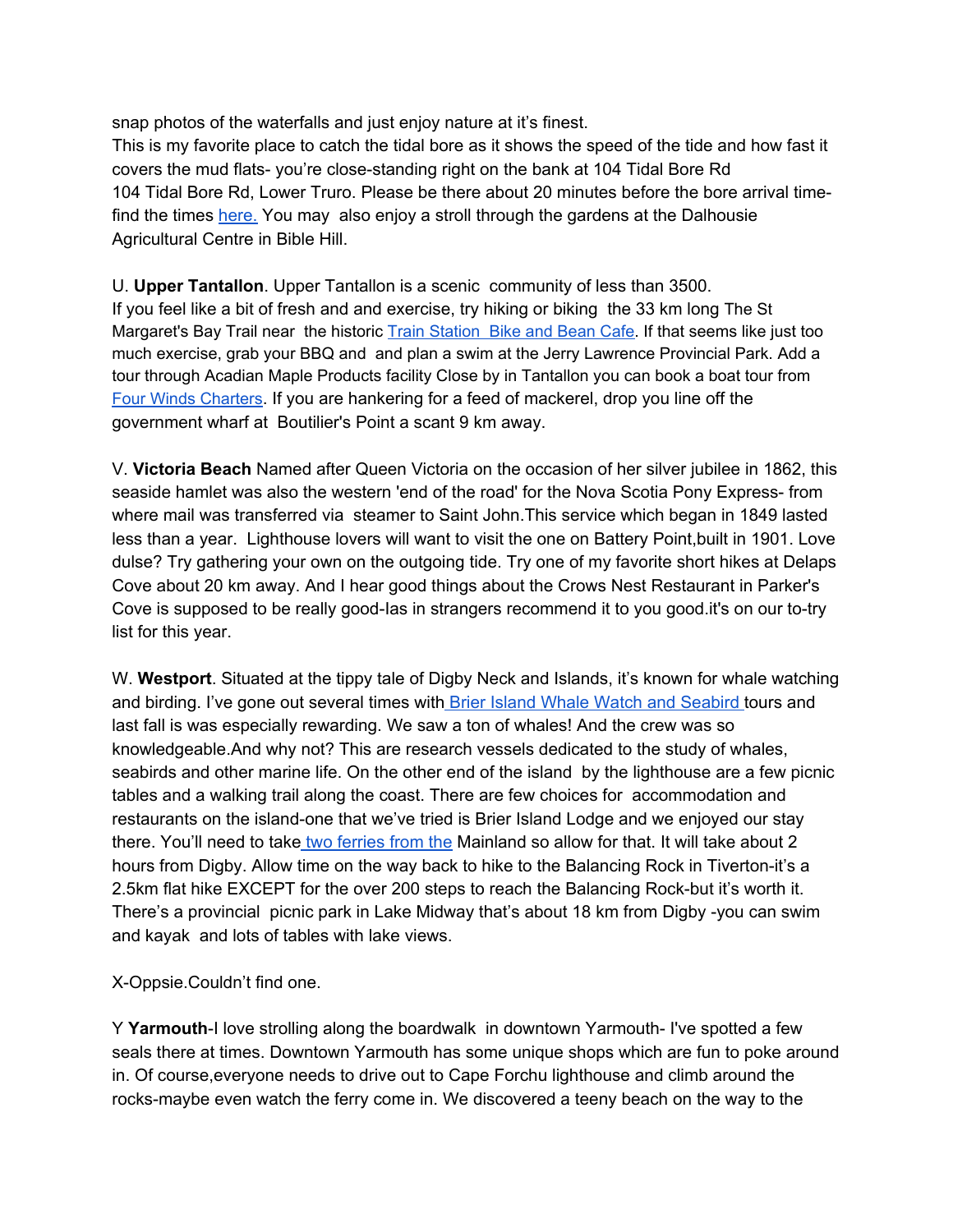snap photos of the waterfalls and just enjoy nature at it's finest.
This is my favorite place to catch the tidal bore as it shows the speed of the tide and how fast it covers the mud flats- you're close-standing right on the bank at 104 Tidal Bore Rd
104 Tidal Bore Rd, Lower Truro. Please be there about 20 minutes before the bore arrival time- find the times here. You may also enjoy a stroll through the gardens at the Dalhousie Agricultural Centre in Bible Hill.

U. **Upper Tantallon**. Upper Tantallon is a scenic community of less than 3500.
If you feel like a bit of fresh and and exercise, try hiking or biking the 33 km long The St Margaret's Bay Trail near the historic Train Station Bike and Bean Cafe. If that seems like just too much exercise, grab your BBQ and and plan a swim at the Jerry Lawrence Provincial Park. Add a tour through Acadian Maple Products facility Close by in Tantallon you can book a boat tour from Four Winds Charters. If you are hankering for a feed of mackerel, drop you line off the government wharf at Boutilier's Point a scant 9 km away.

V. **Victoria Beach** Named after Queen Victoria on the occasion of her silver jubilee in 1862, this seaside hamlet was also the western 'end of the road' for the Nova Scotia Pony Express- from where mail was transferred via steamer to Saint John.This service which began in 1849 lasted less than a year. Lighthouse lovers will want to visit the one on Battery Point,built in 1901. Love dulse? Try gathering your own on the outgoing tide. Try one of my favorite short hikes at Delaps Cove about 20 km away. And I hear good things about the Crows Nest Restaurant in Parker's Cove is supposed to be really good-las in strangers recommend it to you good.it's on our to-try list for this year.

W. **Westport**. Situated at the tippy tale of Digby Neck and Islands, it's known for whale watching and birding. I've gone out several times with Brier Island Whale Watch and Seabird tours and last fall is was especially rewarding. We saw a ton of whales! And the crew was so knowledgeable.And why not? This are research vessels dedicated to the study of whales, seabirds and other marine life. On the other end of the island by the lighthouse are a few picnic tables and a walking trail along the coast. There are few choices for accommodation and restaurants on the island-one that we've tried is Brier Island Lodge and we enjoyed our stay there. You'll need to take two ferries from the Mainland so allow for that. It will take about 2 hours from Digby. Allow time on the way back to hike to the Balancing Rock in Tiverton-it's a 2.5km flat hike EXCEPT for the over 200 steps to reach the Balancing Rock-but it's worth it. There's a provincial picnic park in Lake Midway that's about 18 km from Digby -you can swim and kayak and lots of tables with lake views.

X-Oppsie.Couldn't find one.

Y **Yarmouth**-I love strolling along the boardwalk in downtown Yarmouth- I've spotted a few seals there at times. Downtown Yarmouth has some unique shops which are fun to poke around in. Of course,everyone needs to drive out to Cape Forchu lighthouse and climb around the rocks-maybe even watch the ferry come in. We discovered a teeny beach on the way to the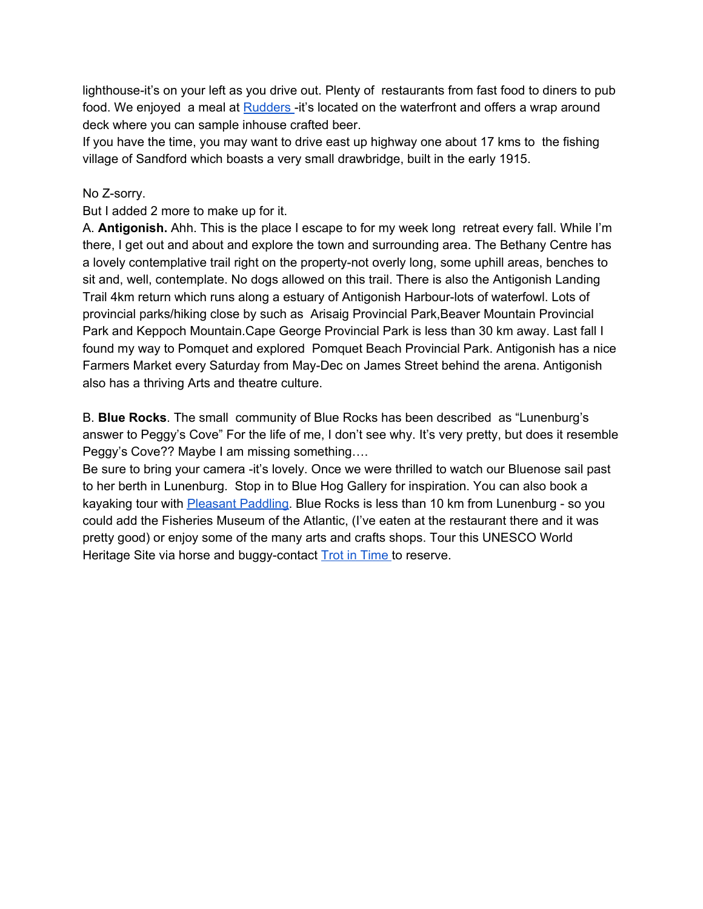lighthouse-it's on your left as you drive out. Plenty of restaurants from fast food to diners to pub food. We enjoyed a meal at Rudders -it's located on the waterfront and offers a wrap around deck where you can sample inhouse crafted beer.

If you have the time, you may want to drive east up highway one about 17 kms to the fishing village of Sandford which boasts a very small drawbridge, built in the early 1915.

No Z-sorry.

But I added 2 more to make up for it.

A. **Antigonish.** Ahh. This is the place I escape to for my week long retreat every fall. While I'm there, I get out and about and explore the town and surrounding area. The Bethany Centre has a lovely contemplative trail right on the property-not overly long, some uphill areas, benches to sit and, well, contemplate. No dogs allowed on this trail. There is also the Antigonish Landing Trail 4km return which runs along a estuary of Antigonish Harbour-lots of waterfowl. Lots of provincial parks/hiking close by such as Arisaig Provincial Park,Beaver Mountain Provincial Park and Keppoch Mountain.Cape George Provincial Park is less than 30 km away. Last fall I found my way to Pomquet and explored Pomquet Beach Provincial Park. Antigonish has a nice Farmers Market every Saturday from May-Dec on James Street behind the arena. Antigonish also has a thriving Arts and theatre culture.

B. **Blue Rocks**. The small community of Blue Rocks has been described as "Lunenburg's answer to Peggy's Cove" For the life of me, I don't see why. It's very pretty, but does it resemble Peggy's Cove?? Maybe I am missing something….

Be sure to bring your camera -it's lovely. Once we were thrilled to watch our Bluenose sail past to her berth in Lunenburg. Stop in to Blue Hog Gallery for inspiration. You can also book a kayaking tour with Pleasant Paddling. Blue Rocks is less than 10 km from Lunenburg - so you could add the Fisheries Museum of the Atlantic, (I've eaten at the restaurant there and it was pretty good) or enjoy some of the many arts and crafts shops. Tour this UNESCO World Heritage Site via horse and buggy-contact Trot in Time to reserve.